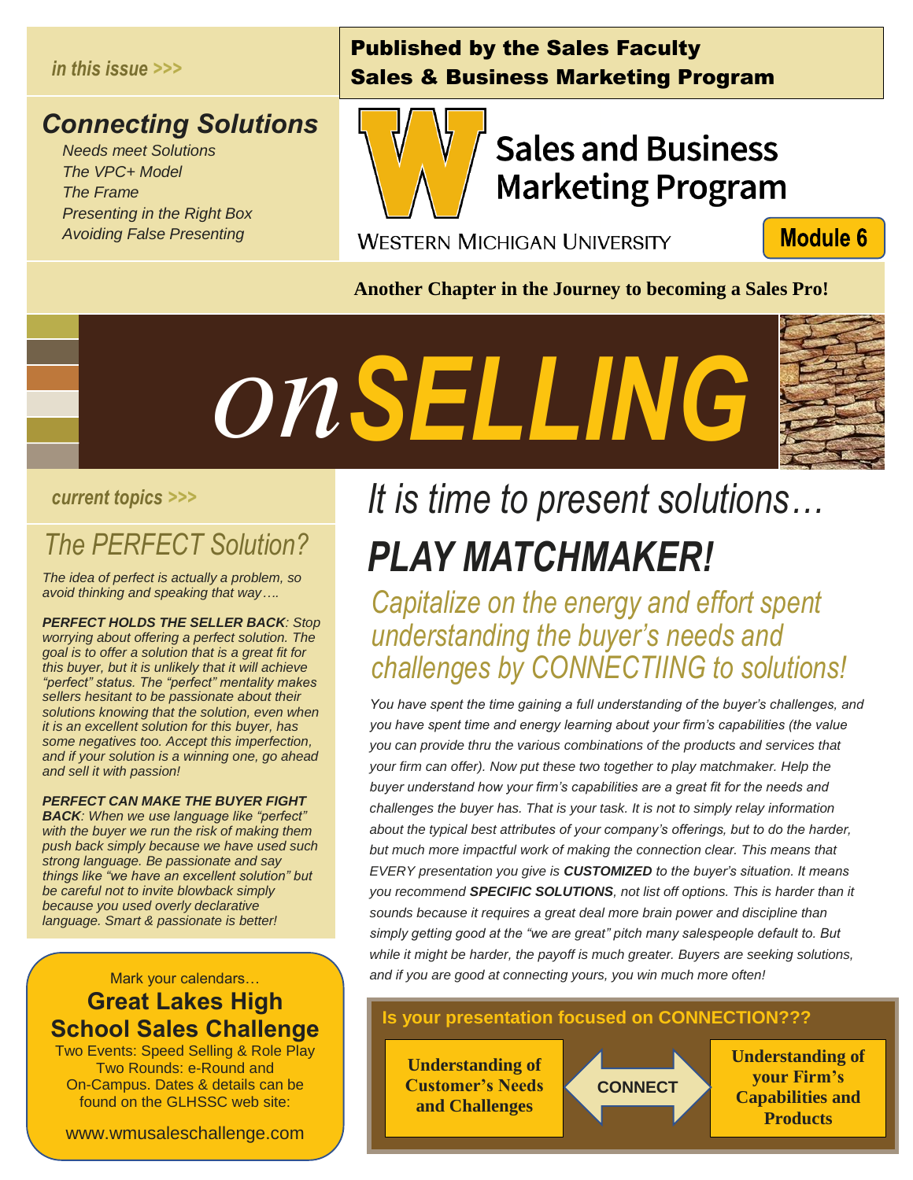*in this issue >>>*

## Connecting Solutions

*Needs meet Solutions*
*The VPC+ Model*
*The Frame*
*Presenting in the Right Box*
*Avoiding False Presenting*

**Published by the Sales Faculty**
**Sales & Business Marketing Program**

Sales and Business Marketing Program

WESTERN MICHIGAN UNIVERSITY

**Module 6**

**Another Chapter in the Journey to becoming a Sales Pro!**

# *on* *SELLING*

*current topics >>>*

## The PERFECT Solution?

*The idea of perfect is actually a problem, so avoid thinking and speaking that way….*

***PERFECT HOLDS THE SELLER BACK****: Stop worrying about offering a perfect solution. The goal is to offer a solution that is a great fit for this buyer, but it is unlikely that it will achieve "perfect" status. The "perfect" mentality makes sellers hesitant to be passionate about their solutions knowing that the solution, even when it is an excellent solution for this buyer, has some negatives too. Accept this imperfection, and if your solution is a winning one, go ahead and sell it with passion!*

***PERFECT CAN MAKE THE BUYER FIGHT BACK****: When we use language like "perfect" with the buyer we run the risk of making them push back simply because we have used such strong language. Be passionate and say things like "we have an excellent solution" but be careful not to invite blowback simply because you used overly declarative language. Smart & passionate is better!*

Mark your calendars…

**Great Lakes High School Sales Challenge**

Two Events: Speed Selling & Role Play
Two Rounds: e-Round and On-Campus. Dates & details can be found on the GLHSSC web site:

www.wmusaleschallenge.com

# *It is time to present solutions…*

# ***PLAY MATCHMAKER!***

### *Capitalize on the energy and effort spent understanding the buyer's needs and challenges by CONNECTIING to solutions!*

*You have spent the time gaining a full understanding of the buyer's challenges, and you have spent time and energy learning about your firm's capabilities (the value you can provide thru the various combinations of the products and services that your firm can offer). Now put these two together to play matchmaker. Help the buyer understand how your firm's capabilities are a great fit for the needs and challenges the buyer has. That is your task. It is not to simply relay information about the typical best attributes of your company's offerings, but to do the harder, but much more impactful work of making the connection clear. This means that EVERY presentation you give is* ***CUSTOMIZED*** *to the buyer's situation. It means you recommend* ***SPECIFIC SOLUTIONS****, not list off options. This is harder than it sounds because it requires a great deal more brain power and discipline than simply getting good at the "we are great" pitch many salespeople default to. But while it might be harder, the payoff is much greater. Buyers are seeking solutions, and if you are good at connecting yours, you win much more often!*

**Is your presentation focused on CONNECTION???**

**Understanding of Customer's Needs and Challenges** ⟷ **CONNECT** ⟷ **Understanding of your Firm's Capabilities and Products**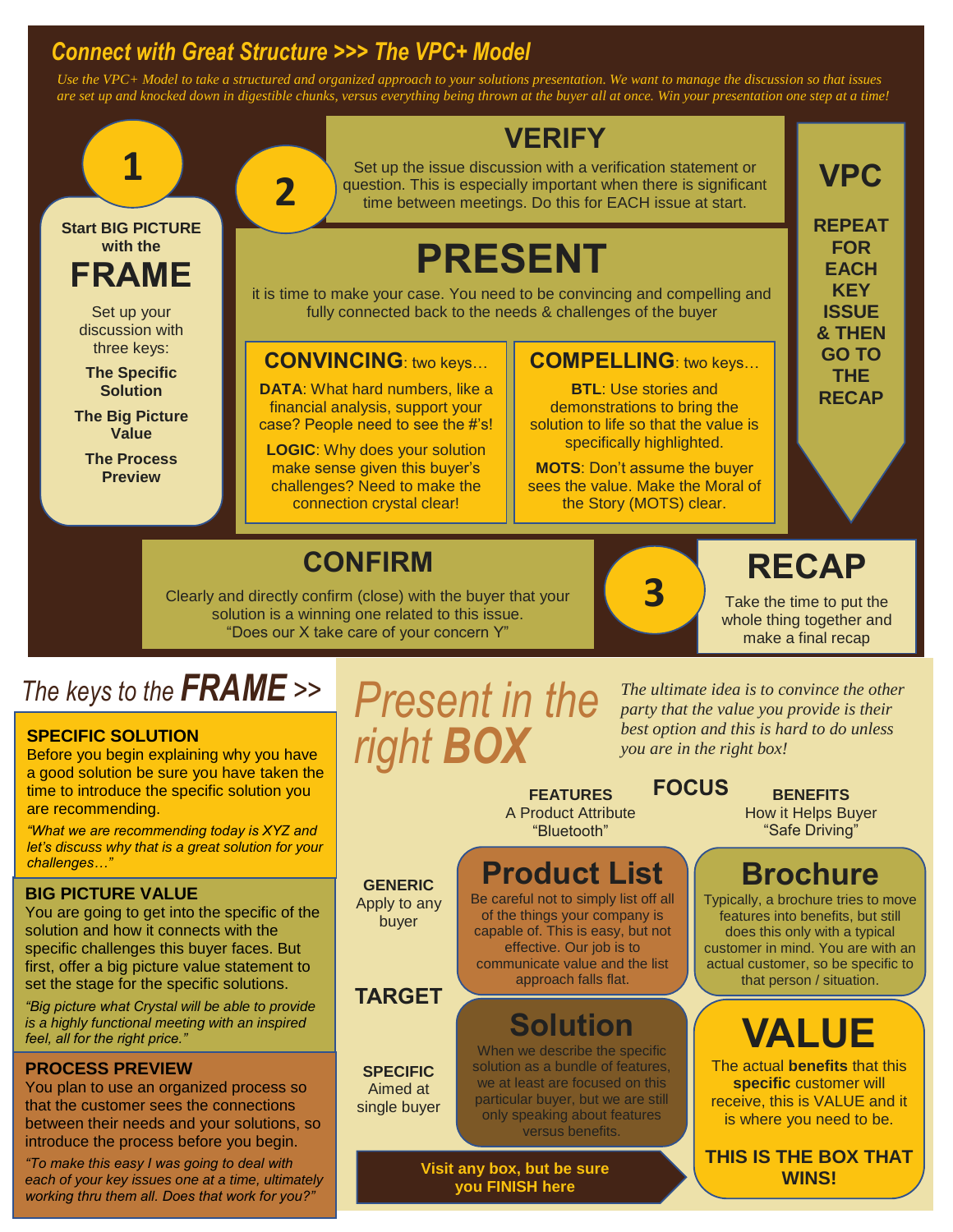# Connect with Great Structure >>> The VPC+ Model

*Use the VPC+ Model to take a structured and organized approach to your solutions presentation. We want to manage the discussion so that issues are set up and knocked down in digestible chunks, versus everything being thrown at the buyer all at once. Win your presentation one step at a time!*

## 1 — Start BIG PICTURE with the FRAME

Set up your discussion with three keys:

- **The Specific Solution**
- **The Big Picture Value**
- **The Process Preview**

## 2 — VERIFY

Set up the issue discussion with a verification statement or question. This is especially important when there is significant time between meetings. Do this for EACH issue at start.

## PRESENT

it is time to make your case. You need to be convincing and compelling and fully connected back to the needs & challenges of the buyer

### CONVINCING: two keys…

**DATA**: What hard numbers, like a financial analysis, support your case? People need to see the #'s!

**LOGIC**: Why does your solution make sense given this buyer's challenges? Need to make the connection crystal clear!

### COMPELLING: two keys…

**BTL**: Use stories and demonstrations to bring the solution to life so that the value is specifically highlighted.

**MOTS**: Don't assume the buyer sees the value. Make the Moral of the Story (MOTS) clear.

## CONFIRM

Clearly and directly confirm (close) with the buyer that your solution is a winning one related to this issue.
"Does our X take care of your concern Y"

## VPC

**REPEAT FOR EACH KEY ISSUE & THEN GO TO THE RECAP**

## 3 — RECAP

Take the time to put the whole thing together and make a final recap

# The keys to the FRAME >>

### SPECIFIC SOLUTION

Before you begin explaining why you have a good solution be sure you have taken the time to introduce the specific solution you are recommending.

*"What we are recommending today is XYZ and let's discuss why that is a great solution for your challenges…"*

### BIG PICTURE VALUE

You are going to get into the specific of the solution and how it connects with the specific challenges this buyer faces. But first, offer a big picture value statement to set the stage for the specific solutions.

*"Big picture what Crystal will be able to provide is a highly functional meeting with an inspired feel, all for the right price."*

### PROCESS PREVIEW

You plan to use an organized process so that the customer sees the connections between their needs and your solutions, so introduce the process before you begin.

*"To make this easy I was going to deal with each of your key issues one at a time, ultimately working thru them all. Does that work for you?"*

# Present in the right BOX

*The ultimate idea is to convince the other party that the value you provide is their best option and this is hard to do unless you are in the right box!*

| TARGET \ FOCUS | **FEATURES** A Product Attribute "Bluetooth" | **BENEFITS** How it Helps Buyer "Safe Driving" |
|---|---|---|
| **GENERIC** Apply to any buyer | **Product List** — Be careful not to simply list off all of the things your company is capable of. This is easy, but not effective. Our job is to communicate value and the list approach falls flat. | **Brochure** — Typically, a brochure tries to move features into benefits, but still does this only with a typical customer in mind. You are with an actual customer, so be specific to that person / situation. |
| **SPECIFIC** Aimed at single buyer | **Solution** — When we describe the specific solution as a bundle of features, we at least are focused on this particular buyer, but we are still only speaking about features versus benefits. | **VALUE** — The actual **benefits** that this **specific** customer will receive, this is VALUE and it is where you need to be. **THIS IS THE BOX THAT WINS!** |

**Visit any box, but be sure you FINISH here**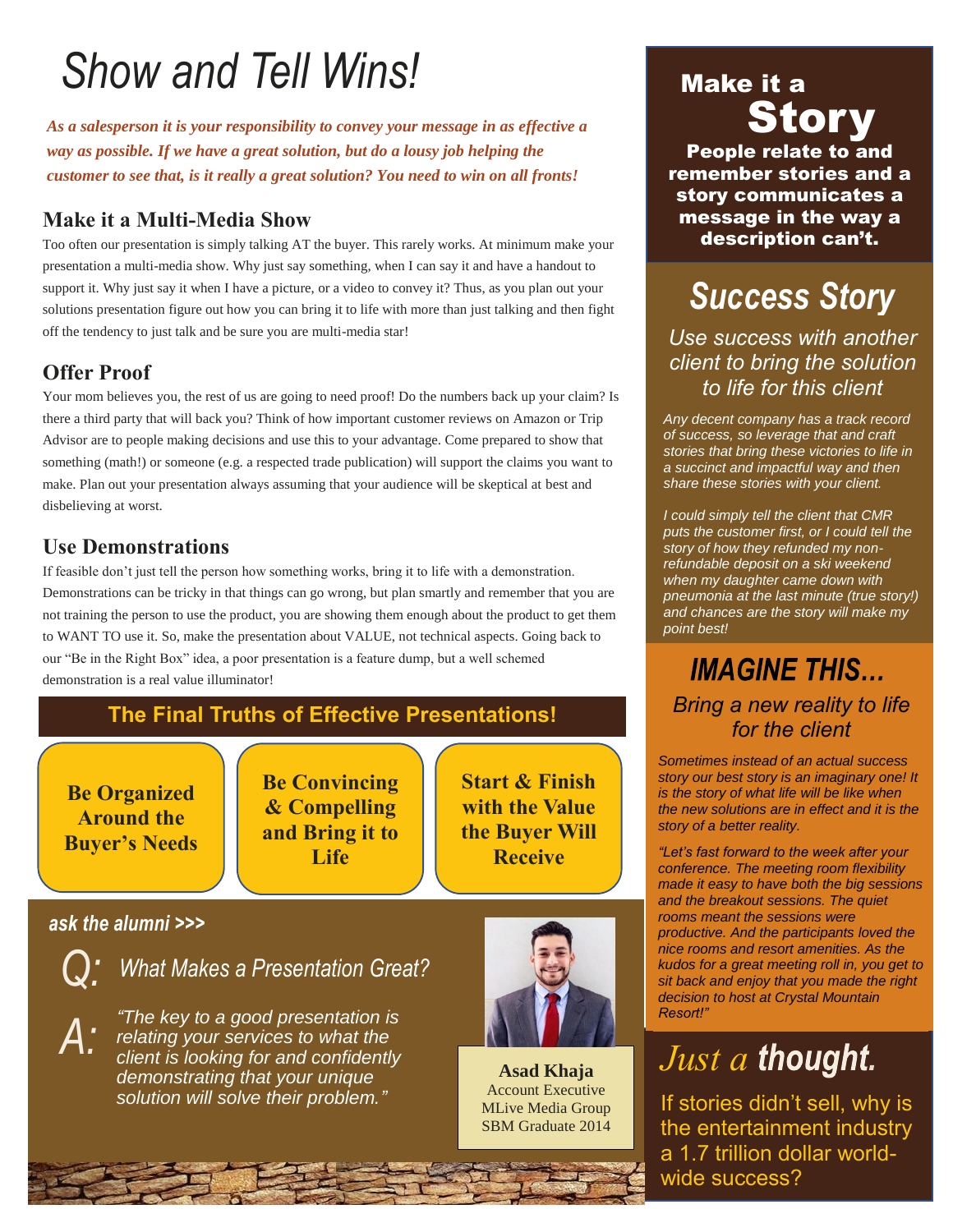# Show and Tell Wins!

***As a salesperson it is your responsibility to convey your message in as effective a way as possible. If we have a great solution, but do a lousy job helping the customer to see that, is it really a great solution? You need to win on all fronts!***

## Make it a Multi-Media Show

Too often our presentation is simply talking AT the buyer. This rarely works. At minimum make your presentation a multi-media show. Why just say something, when I can say it and have a handout to support it. Why just say it when I have a picture, or a video to convey it? Thus, as you plan out your solutions presentation figure out how you can bring it to life with more than just talking and then fight off the tendency to just talk and be sure you are multi-media star!

## Offer Proof

Your mom believes you, the rest of us are going to need proof! Do the numbers back up your claim? Is there a third party that will back you? Think of how important customer reviews on Amazon or Trip Advisor are to people making decisions and use this to your advantage. Come prepared to show that something (math!) or someone (e.g. a respected trade publication) will support the claims you want to make. Plan out your presentation always assuming that your audience will be skeptical at best and disbelieving at worst.

## Use Demonstrations

If feasible don't just tell the person how something works, bring it to life with a demonstration. Demonstrations can be tricky in that things can go wrong, but plan smartly and remember that you are not training the person to use the product, you are showing them enough about the product to get them to WANT TO use it. So, make the presentation about VALUE, not technical aspects. Going back to our "Be in the Right Box" idea, a poor presentation is a feature dump, but a well schemed demonstration is a real value illuminator!

## The Final Truths of Effective Presentations!

- **Be Organized Around the Buyer's Needs**
- **Be Convincing & Compelling and Bring it to Life**
- **Start & Finish with the Value the Buyer Will Receive**

### ask the alumni >>>

**Q:** *What Makes a Presentation Great?*

**A:** *"The key to a good presentation is relating your services to what the client is looking for and confidently demonstrating that your unique solution will solve their problem."*

**Asad Khaja**
Account Executive
MLive Media Group
SBM Graduate 2014

## Make it a Story

**People relate to and remember stories and a story communicates a message in the way a description can't.**

## Success Story

*Use success with another client to bring the solution to life for this client*

*Any decent company has a track record of success, so leverage that and craft stories that bring these victories to life in a succinct and impactful way and then share these stories with your client.*

*I could simply tell the client that CMR puts the customer first, or I could tell the story of how they refunded my non-refundable deposit on a ski weekend when my daughter came down with pneumonia at the last minute (true story!) and chances are the story will make my point best!*

## IMAGINE THIS…

*Bring a new reality to life for the client*

*Sometimes instead of an actual success story our best story is an imaginary one! It is the story of what life will be like when the new solutions are in effect and it is the story of a better reality.*

*"Let's fast forward to the week after your conference. The meeting room flexibility made it easy to have both the big sessions and the breakout sessions. The quiet rooms meant the sessions were productive. And the participants loved the nice rooms and resort amenities. As the kudos for a great meeting roll in, you get to sit back and enjoy that you made the right decision to host at Crystal Mountain Resort!"*

## *Just a* thought.

If stories didn't sell, why is the entertainment industry a 1.7 trillion dollar world-wide success?